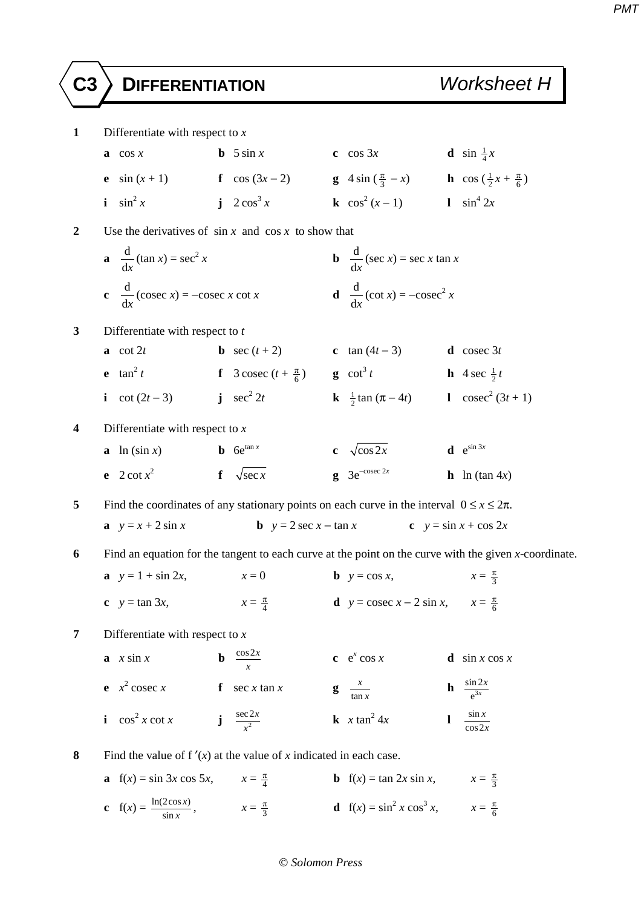# C3 DIFFERENTIATION — Worksheet H

**1** Differentiate with respect to $x$

**a** $\cos x$ **b** $5 \sin x$ **c** $\cos 3x$ **d** $\sin \frac{1}{4}x$

**e** $\sin (x + 1)$ **f** $\cos (3x - 2)$ **g** $4 \sin (\frac{\pi}{3} - x)$ **h** $\cos (\frac{1}{2}x + \frac{\pi}{6})$

**i** $\sin^2 x$ **j** $2 \cos^3 x$ **k** $\cos^2 (x - 1)$ **l** $\sin^4 2x$

**2** Use the derivatives of $\sin x$ and $\cos x$ to show that

**a** $\frac{\mathrm{d}}{\mathrm{d}x}(\tan x) = \sec^2 x$ **b** $\frac{\mathrm{d}}{\mathrm{d}x}(\sec x) = \sec x \tan x$

**c** $\frac{\mathrm{d}}{\mathrm{d}x}(\operatorname{cosec} x) = -\operatorname{cosec} x \cot x$ **d** $\frac{\mathrm{d}}{\mathrm{d}x}(\cot x) = -\operatorname{cosec}^2 x$

**3** Differentiate with respect to $t$

**a** $\cot 2t$ **b** $\sec (t + 2)$ **c** $\tan (4t - 3)$ **d** $\operatorname{cosec} 3t$

**e** $\tan^2 t$ **f** $3 \operatorname{cosec} (t + \frac{\pi}{6})$ **g** $\cot^3 t$ **h** $4 \sec \frac{1}{2}t$

**i** $\cot (2t - 3)$ **j** $\sec^2 2t$ **k** $\frac{1}{2} \tan (\pi - 4t)$ **l** $\operatorname{cosec}^2 (3t + 1)$

**4** Differentiate with respect to $x$

**a** $\ln (\sin x)$ **b** $6\mathrm{e}^{\tan x}$ **c** $\sqrt{\cos 2x}$ **d** $\mathrm{e}^{\sin 3x}$

**e** $2 \cot x^2$ **f** $\sqrt{\sec x}$ **g** $3\mathrm{e}^{-\operatorname{cosec} 2x}$ **h** $\ln (\tan 4x)$

**5** Find the coordinates of any stationary points on each curve in the interval $0 \le x \le 2\pi$.

**a** $y = x + 2 \sin x$ **b** $y = 2 \sec x - \tan x$ **c** $y = \sin x + \cos 2x$

**6** Find an equation for the tangent to each curve at the point on the curve with the given $x$-coordinate.

**a** $y = 1 + \sin 2x$, $x = 0$ **b** $y = \cos x$, $x = \frac{\pi}{3}$

**c** $y = \tan 3x$, $x = \frac{\pi}{4}$ **d** $y = \operatorname{cosec} x - 2 \sin x$, $x = \frac{\pi}{6}$

**7** Differentiate with respect to $x$

**a** $x \sin x$ **b** $\frac{\cos 2x}{x}$ **c** $\mathrm{e}^x \cos x$ **d** $\sin x \cos x$

**e** $x^2 \operatorname{cosec} x$ **f** $\sec x \tan x$ **g** $\frac{x}{\tan x}$ **h** $\frac{\sin 2x}{\mathrm{e}^{3x}}$

**i** $\cos^2 x \cot x$ **j** $\frac{\sec 2x}{x^2}$ **k** $x \tan^2 4x$ **l** $\frac{\sin x}{\cos 2x}$

**8** Find the value of $\mathrm{f}'(x)$ at the value of $x$ indicated in each case.

**a** $\mathrm{f}(x) = \sin 3x \cos 5x$, $x = \frac{\pi}{4}$ **b** $\mathrm{f}(x) = \tan 2x \sin x$, $x = \frac{\pi}{3}$

**c** $\mathrm{f}(x) = \frac{\ln(2\cos x)}{\sin x}$, $x = \frac{\pi}{3}$ **d** $\mathrm{f}(x) = \sin^2 x \cos^3 x$, $x = \frac{\pi}{6}$

© *Solomon Press*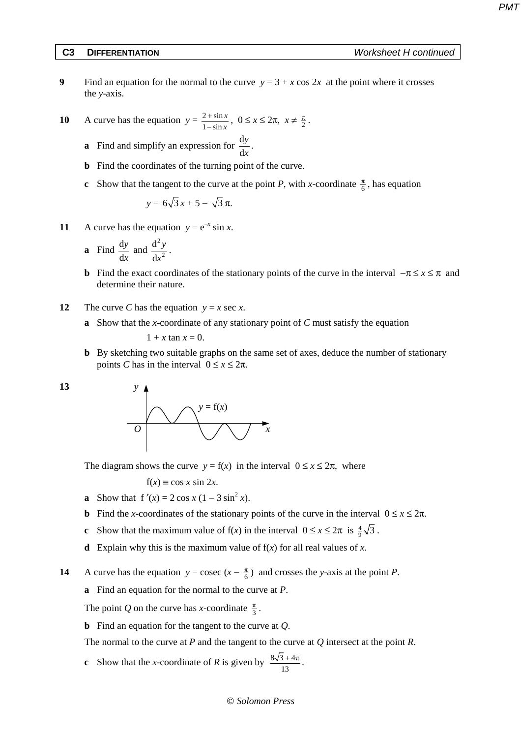**C3 DIFFERENTIATION** *Worksheet H continued*

**9** Find an equation for the normal to the curve $y = 3 + x\cos 2x$ at the point where it crosses the $y$-axis.

**10** A curve has the equation $y = \frac{2 + \sin x}{1 - \sin x}$, $0 \le x \le 2\pi$, $x \ne \frac{\pi}{2}$.

**a** Find and simplify an expression for $\frac{dy}{dx}$.

**b** Find the coordinates of the turning point of the curve.

**c** Show that the tangent to the curve at the point $P$, with $x$-coordinate $\frac{\pi}{6}$, has equation

$$y = 6\sqrt{3}\,x + 5 - \sqrt{3}\,\pi.$$

**11** A curve has the equation $y = e^{-x}\sin x$.

**a** Find $\frac{dy}{dx}$ and $\frac{d^2y}{dx^2}$.

**b** Find the exact coordinates of the stationary points of the curve in the interval $-\pi \le x \le \pi$ and determine their nature.

**12** The curve $C$ has the equation $y = x\sec x$.

**a** Show that the $x$-coordinate of any stationary point of $C$ must satisfy the equation

$$1 + x\tan x = 0.$$

**b** By sketching two suitable graphs on the same set of axes, deduce the number of stationary points $C$ has in the interval $0 \le x \le 2\pi$.

**13**

y

y = f(x)

O

x

The diagram shows the curve $y = f(x)$ in the interval $0 \le x \le 2\pi$, where

$$f(x) \equiv \cos x \sin 2x.$$

**a** Show that $f'(x) = 2\cos x\,(1 - 3\sin^2 x)$.

**b** Find the $x$-coordinates of the stationary points of the curve in the interval $0 \le x \le 2\pi$.

**c** Show that the maximum value of $f(x)$ in the interval $0 \le x \le 2\pi$ is $\frac{4}{9}\sqrt{3}$.

**d** Explain why this is the maximum value of $f(x)$ for all real values of $x$.

**14** A curve has the equation $y = \text{cosec}\,(x - \frac{\pi}{6})$ and crosses the $y$-axis at the point $P$.

**a** Find an equation for the normal to the curve at $P$.

The point $Q$ on the curve has $x$-coordinate $\frac{\pi}{3}$.

**b** Find an equation for the tangent to the curve at $Q$.

The normal to the curve at $P$ and the tangent to the curve at $Q$ intersect at the point $R$.

**c** Show that the $x$-coordinate of $R$ is given by $\frac{8\sqrt{3} + 4\pi}{13}$.

*© Solomon Press*